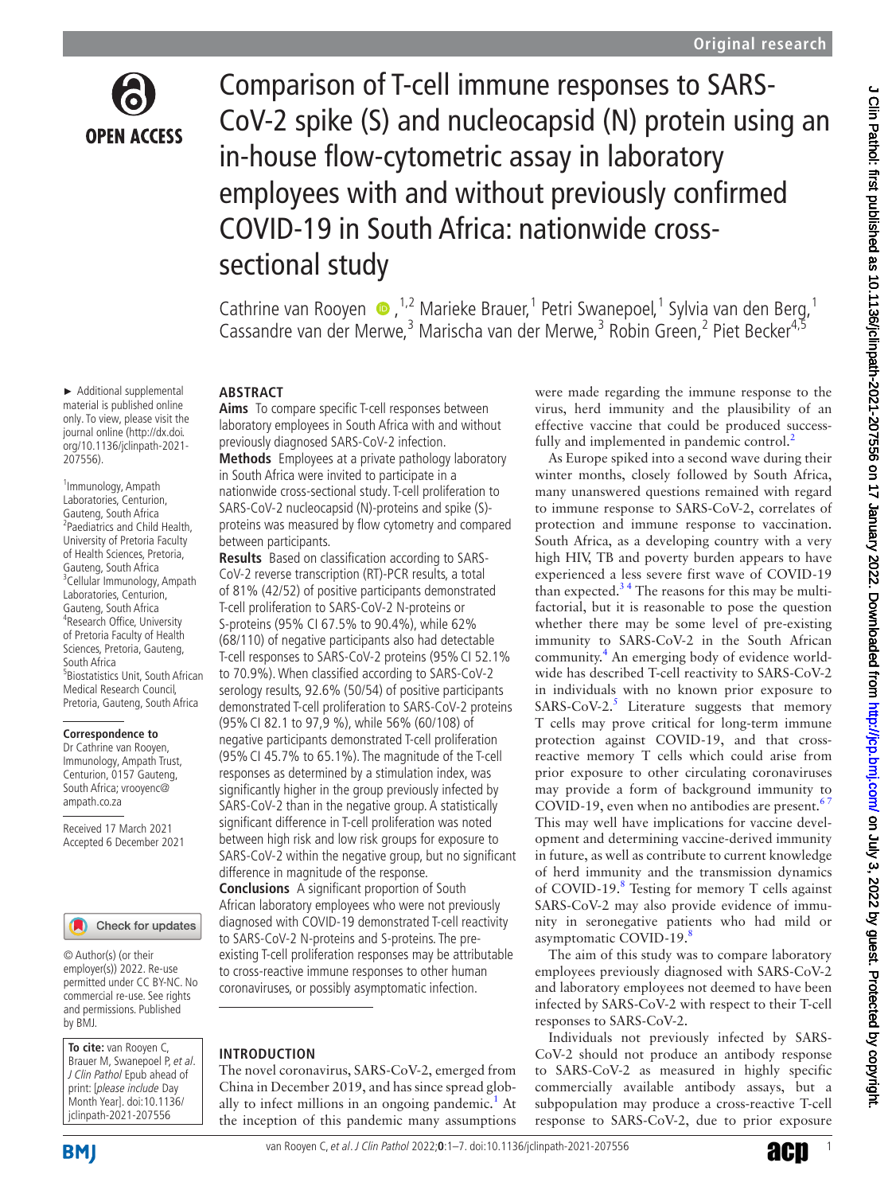# Comparison of T-cell immune responses to SARS-CoV-2 spike (S) and nucleocapsid (N) protein using an in-house flow-cytometric assay in laboratory employees with and without previously confirmed COVID-19 in South Africa: nationwide cross-sectional study

Cathrine van Rooyen [1,2], Marieke Brauer [1], Petri Swanepoel [1], Sylvia van den Berg [1], Cassandre van der Merwe [3], Marischa van der Merwe [3], Robin Green [2], Piet Becker [4,5]

► Additional supplemental material is published online only. To view, please visit the journal online (http://dx.doi.org/10.1136/jclinpath-2021-207556).

[1] Immunology, Ampath Laboratories, Centurion, Gauteng, South Africa
[2] Paediatrics and Child Health, University of Pretoria Faculty of Health Sciences, Pretoria, Gauteng, South Africa
[3] Cellular Immunology, Ampath Laboratories, Centurion, Gauteng, South Africa
[4] Research Office, University of Pretoria Faculty of Health Sciences, Pretoria, Gauteng, South Africa
[5] Biostatistics Unit, South African Medical Research Council, Pretoria, Gauteng, South Africa

**Correspondence to**
Dr Cathrine van Rooyen, Immunology, Ampath Trust, Centurion, 0157 Gauteng, South Africa; vrooyenc@ampath.co.za

Received 17 March 2021
Accepted 6 December 2021

© Author(s) (or their employer(s)) 2022. Re-use permitted under CC BY-NC. No commercial re-use. See rights and permissions. Published by BMJ.

**To cite:** van Rooyen C, Brauer M, Swanepoel P, *et al*. *J Clin Pathol* Epub ahead of print: [*please include* Day Month Year]. doi:10.1136/jclinpath-2021-207556

## ABSTRACT

**Aims** To compare specific T-cell responses between laboratory employees in South Africa with and without previously diagnosed SARS-CoV-2 infection.

**Methods** Employees at a private pathology laboratory in South Africa were invited to participate in a nationwide cross-sectional study. T-cell proliferation to SARS-CoV-2 nucleocapsid (N)-proteins and spike (S)-proteins was measured by flow cytometry and compared between participants.

**Results** Based on classification according to SARS-CoV-2 reverse transcription (RT)-PCR results, a total of 81% (42/52) of positive participants demonstrated T-cell proliferation to SARS-CoV-2 N-proteins or S-proteins (95% CI 67.5% to 90.4%), while 62% (68/110) of negative participants also had detectable T-cell responses to SARS-CoV-2 proteins (95% CI 52.1% to 70.9%). When classified according to SARS-CoV-2 serology results, 92.6% (50/54) of positive participants demonstrated T-cell proliferation to SARS-CoV-2 proteins (95% CI 82.1 to 97,9 %), while 56% (60/108) of negative participants demonstrated T-cell proliferation (95% CI 45.7% to 65.1%). The magnitude of the T-cell responses as determined by a stimulation index, was significantly higher in the group previously infected by SARS-CoV-2 than in the negative group. A statistically significant difference in T-cell proliferation was noted between high risk and low risk groups for exposure to SARS-CoV-2 within the negative group, but no significant difference in magnitude of the response.

**Conclusions** A significant proportion of South African laboratory employees who were not previously diagnosed with COVID-19 demonstrated T-cell reactivity to SARS-CoV-2 N-proteins and S-proteins. The pre-existing T-cell proliferation responses may be attributable to cross-reactive immune responses to other human coronaviruses, or possibly asymptomatic infection.

## INTRODUCTION

The novel coronavirus, SARS-CoV-2, emerged from China in December 2019, and has since spread globally to infect millions in an ongoing pandemic.[1] At the inception of this pandemic many assumptions were made regarding the immune response to the virus, herd immunity and the plausibility of an effective vaccine that could be produced successfully and implemented in pandemic control.[2]

As Europe spiked into a second wave during their winter months, closely followed by South Africa, many unanswered questions remained with regard to immune response to SARS-CoV-2, correlates of protection and immune response to vaccination. South Africa, as a developing country with a very high HIV, TB and poverty burden appears to have experienced a less severe first wave of COVID-19 than expected.[3 4] The reasons for this may be multifactorial, but it is reasonable to pose the question whether there may be some level of pre-existing immunity to SARS-CoV-2 in the South African community.[4] An emerging body of evidence worldwide has described T-cell reactivity to SARS-CoV-2 in individuals with no known prior exposure to SARS-CoV-2.[5] Literature suggests that memory T cells may prove critical for long-term immune protection against COVID-19, and that cross-reactive memory T cells which could arise from prior exposure to other circulating coronaviruses may provide a form of background immunity to COVID-19, even when no antibodies are present.[6 7] This may well have implications for vaccine development and determining vaccine-derived immunity in future, as well as contribute to current knowledge of herd immunity and the transmission dynamics of COVID-19.[8] Testing for memory T cells against SARS-CoV-2 may also provide evidence of immunity in seronegative patients who had mild or asymptomatic COVID-19.[8]

The aim of this study was to compare laboratory employees previously diagnosed with SARS-CoV-2 and laboratory employees not deemed to have been infected by SARS-CoV-2 with respect to their T-cell responses to SARS-CoV-2.

Individuals not previously infected by SARS-CoV-2 should not produce an antibody response to SARS-CoV-2 as measured in highly specific commercially available antibody assays, but a subpopulation may produce a cross-reactive T-cell response to SARS-CoV-2, due to prior exposure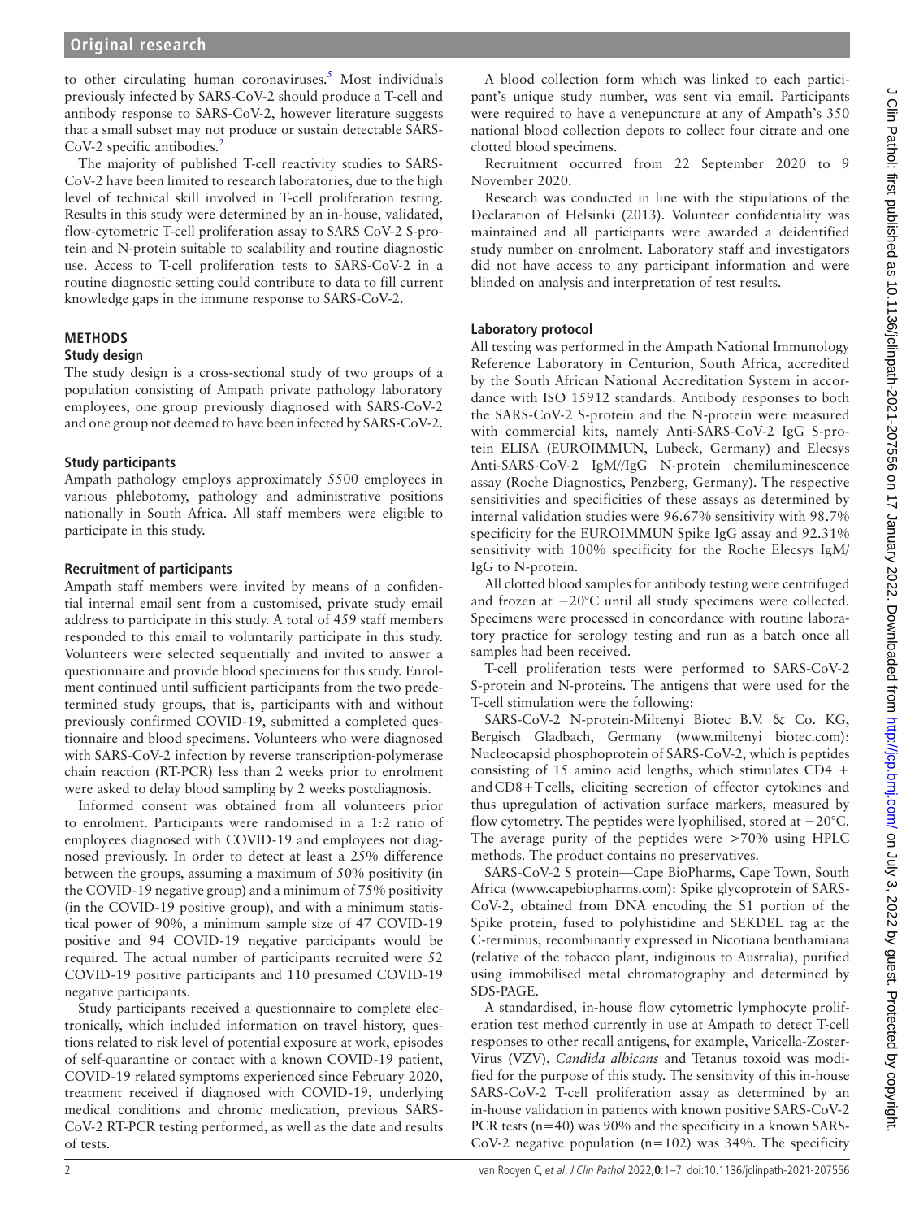to other circulating human coronaviruses.[5] Most individuals previously infected by SARS-CoV-2 should produce a T-cell and antibody response to SARS-CoV-2, however literature suggests that a small subset may not produce or sustain detectable SARS-CoV-2 specific antibodies.[2]

The majority of published T-cell reactivity studies to SARS-CoV-2 have been limited to research laboratories, due to the high level of technical skill involved in T-cell proliferation testing. Results in this study were determined by an in-house, validated, flow-cytometric T-cell proliferation assay to SARS CoV-2 S-protein and N-protein suitable to scalability and routine diagnostic use. Access to T-cell proliferation tests to SARS-CoV-2 in a routine diagnostic setting could contribute to data to fill current knowledge gaps in the immune response to SARS-CoV-2.

## METHODS

### Study design

The study design is a cross-sectional study of two groups of a population consisting of Ampath private pathology laboratory employees, one group previously diagnosed with SARS-CoV-2 and one group not deemed to have been infected by SARS-CoV-2.

### Study participants

Ampath pathology employs approximately 5500 employees in various phlebotomy, pathology and administrative positions nationally in South Africa. All staff members were eligible to participate in this study.

### Recruitment of participants

Ampath staff members were invited by means of a confidential internal email sent from a customised, private study email address to participate in this study. A total of 459 staff members responded to this email to voluntarily participate in this study. Volunteers were selected sequentially and invited to answer a questionnaire and provide blood specimens for this study. Enrolment continued until sufficient participants from the two predetermined study groups, that is, participants with and without previously confirmed COVID-19, submitted a completed questionnaire and blood specimens. Volunteers who were diagnosed with SARS-CoV-2 infection by reverse transcription-polymerase chain reaction (RT-PCR) less than 2 weeks prior to enrolment were asked to delay blood sampling by 2 weeks postdiagnosis.

Informed consent was obtained from all volunteers prior to enrolment. Participants were randomised in a 1:2 ratio of employees diagnosed with COVID-19 and employees not diagnosed previously. In order to detect at least a 25% difference between the groups, assuming a maximum of 50% positivity (in the COVID-19 negative group) and a minimum of 75% positivity (in the COVID-19 positive group), and with a minimum statistical power of 90%, a minimum sample size of 47 COVID-19 positive and 94 COVID-19 negative participants would be required. The actual number of participants recruited were 52 COVID-19 positive participants and 110 presumed COVID-19 negative participants.

Study participants received a questionnaire to complete electronically, which included information on travel history, questions related to risk level of potential exposure at work, episodes of self-quarantine or contact with a known COVID-19 patient, COVID-19 related symptoms experienced since February 2020, treatment received if diagnosed with COVID-19, underlying medical conditions and chronic medication, previous SARS-CoV-2 RT-PCR testing performed, as well as the date and results of tests.

A blood collection form which was linked to each participant's unique study number, was sent via email. Participants were required to have a venepuncture at any of Ampath's 350 national blood collection depots to collect four citrate and one clotted blood specimens.

Recruitment occurred from 22 September 2020 to 9 November 2020.

Research was conducted in line with the stipulations of the Declaration of Helsinki (2013). Volunteer confidentiality was maintained and all participants were awarded a deidentified study number on enrolment. Laboratory staff and investigators did not have access to any participant information and were blinded on analysis and interpretation of test results.

### Laboratory protocol

All testing was performed in the Ampath National Immunology Reference Laboratory in Centurion, South Africa, accredited by the South African National Accreditation System in accordance with ISO 15912 standards. Antibody responses to both the SARS-CoV-2 S-protein and the N-protein were measured with commercial kits, namely Anti-SARS-CoV-2 IgG S-protein ELISA (EUROIMMUN, Lubeck, Germany) and Elecsys Anti-SARS-CoV-2 IgM//IgG N-protein chemiluminescence assay (Roche Diagnostics, Penzberg, Germany). The respective sensitivities and specificities of these assays as determined by internal validation studies were 96.67% sensitivity with 98.7% specificity for the EUROIMMUN Spike IgG assay and 92.31% sensitivity with 100% specificity for the Roche Elecsys IgM/IgG to N-protein.

All clotted blood samples for antibody testing were centrifuged and frozen at −20°C until all study specimens were collected. Specimens were processed in concordance with routine laboratory practice for serology testing and run as a batch once all samples had been received.

T-cell proliferation tests were performed to SARS-CoV-2 S-protein and N-proteins. The antigens that were used for the T-cell stimulation were the following:

SARS-CoV-2 N-protein-Miltenyi Biotec B.V. & Co. KG, Bergisch Gladbach, Germany (www.miltenyi biotec.com): Nucleocapsid phosphoprotein of SARS-CoV-2, which is peptides consisting of 15 amino acid lengths, which stimulates CD4 + and CD8+T cells, eliciting secretion of effector cytokines and thus upregulation of activation surface markers, measured by flow cytometry. The peptides were lyophilised, stored at −20°C. The average purity of the peptides were >70% using HPLC methods. The product contains no preservatives.

SARS-CoV-2 S protein—Cape BioPharms, Cape Town, South Africa (www.capebiopharms.com): Spike glycoprotein of SARS-CoV-2, obtained from DNA encoding the S1 portion of the Spike protein, fused to polyhistidine and SEKDEL tag at the C-terminus, recombinantly expressed in Nicotiana benthamiana (relative of the tobacco plant, indiginous to Australia), purified using immobilised metal chromatography and determined by SDS-PAGE.

A standardised, in-house flow cytometric lymphocyte proliferation test method currently in use at Ampath to detect T-cell responses to other recall antigens, for example, Varicella-Zoster-Virus (VZV), *Candida albicans* and Tetanus toxoid was modified for the purpose of this study. The sensitivity of this in-house SARS-CoV-2 T-cell proliferation assay as determined by an in-house validation in patients with known positive SARS-CoV-2 PCR tests (n=40) was 90% and the specificity in a known SARS-CoV-2 negative population (n=102) was 34%. The specificity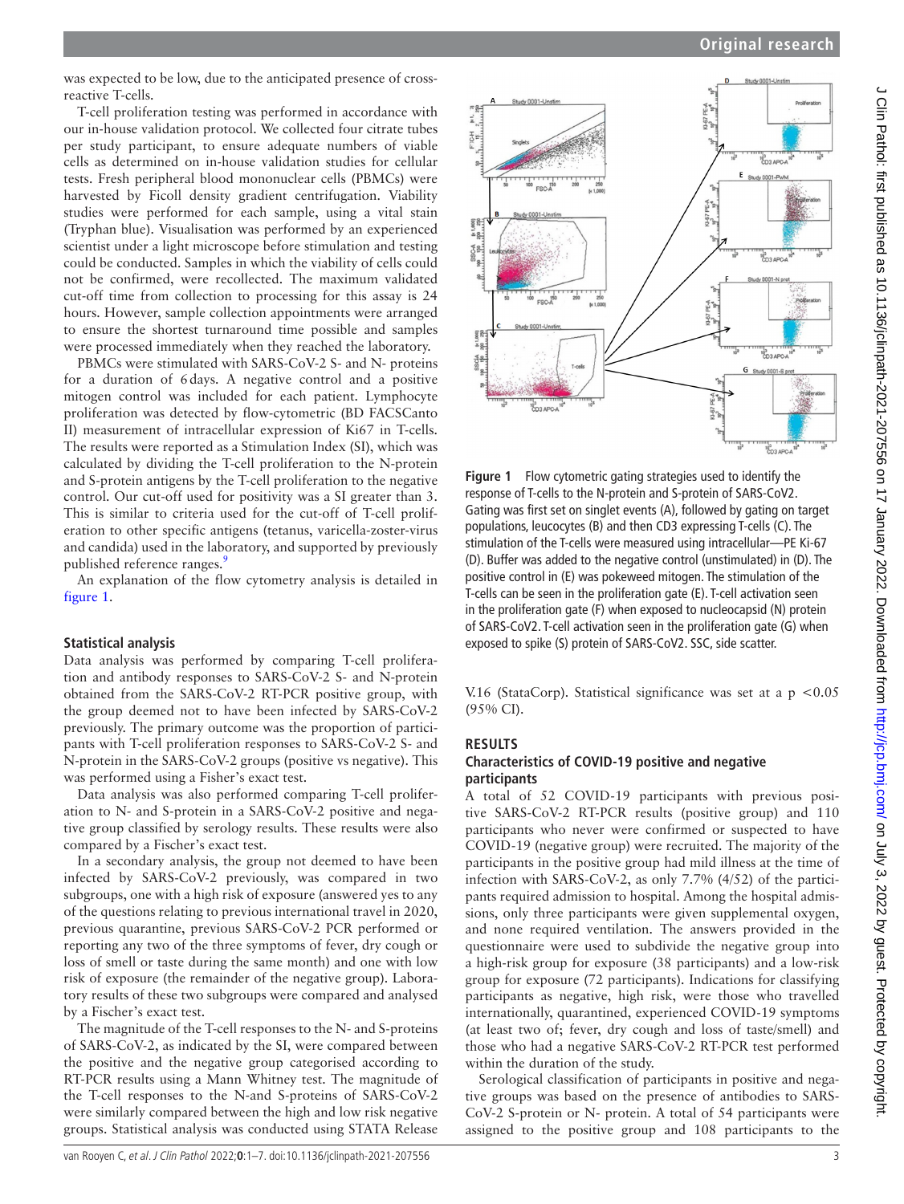was expected to be low, due to the anticipated presence of cross-reactive T-cells.

T-cell proliferation testing was performed in accordance with our in-house validation protocol. We collected four citrate tubes per study participant, to ensure adequate numbers of viable cells as determined on in-house validation studies for cellular tests. Fresh peripheral blood mononuclear cells (PBMCs) were harvested by Ficoll density gradient centrifugation. Viability studies were performed for each sample, using a vital stain (Tryphan blue). Visualisation was performed by an experienced scientist under a light microscope before stimulation and testing could be conducted. Samples in which the viability of cells could not be confirmed, were recollected. The maximum validated cut-off time from collection to processing for this assay is 24 hours. However, sample collection appointments were arranged to ensure the shortest turnaround time possible and samples were processed immediately when they reached the laboratory.

PBMCs were stimulated with SARS-CoV-2 S- and N- proteins for a duration of 6 days. A negative control and a positive mitogen control was included for each patient. Lymphocyte proliferation was detected by flow-cytometric (BD FACSCanto II) measurement of intracellular expression of Ki67 in T-cells. The results were reported as a Stimulation Index (SI), which was calculated by dividing the T-cell proliferation to the N-protein and S-protein antigens by the T-cell proliferation to the negative control. Our cut-off used for positivity was a SI greater than 3. This is similar to criteria used for the cut-off of T-cell proliferation to other specific antigens (tetanus, varicella-zoster-virus and candida) used in the laboratory, and supported by previously published reference ranges.[9]

An explanation of the flow cytometry analysis is detailed in figure 1.

Figure 1 Flow cytometric gating strategies used to identify the response of T-cells to the N-protein and S-protein of SARS-CoV2. Gating was first set on singlet events (A), followed by gating on target populations, leucocytes (B) and then CD3 expressing T-cells (C). The stimulation of the T-cells were measured using intracellular—PE Ki-67 (D). Buffer was added to the negative control (unstimulated) in (D). The positive control in (E) was pokeweed mitogen. The stimulation of the T-cells can be seen in the proliferation gate (E). T-cell activation seen in the proliferation gate (F) when exposed to nucleocapsid (N) protein of SARS-CoV2. T-cell activation seen in the proliferation gate (G) when exposed to spike (S) protein of SARS-CoV2. SSC, side scatter.

### Statistical analysis

Data analysis was performed by comparing T-cell proliferation and antibody responses to SARS-CoV-2 S- and N-protein obtained from the SARS-CoV-2 RT-PCR positive group, with the group deemed not to have been infected by SARS-CoV-2 previously. The primary outcome was the proportion of participants with T-cell proliferation responses to SARS-CoV-2 S- and N-protein in the SARS-CoV-2 groups (positive vs negative). This was performed using a Fisher's exact test.

Data analysis was also performed comparing T-cell proliferation to N- and S-protein in a SARS-CoV-2 positive and negative group classified by serology results. These results were also compared by a Fischer's exact test.

In a secondary analysis, the group not deemed to have been infected by SARS-CoV-2 previously, was compared in two subgroups, one with a high risk of exposure (answered yes to any of the questions relating to previous international travel in 2020, previous quarantine, previous SARS-CoV-2 PCR performed or reporting any two of the three symptoms of fever, dry cough or loss of smell or taste during the same month) and one with low risk of exposure (the remainder of the negative group). Laboratory results of these two subgroups were compared and analysed by a Fischer's exact test.

The magnitude of the T-cell responses to the N- and S-proteins of SARS-CoV-2, as indicated by the SI, were compared between the positive and the negative group categorised according to RT-PCR results using a Mann Whitney test. The magnitude of the T-cell responses to the N-and S-proteins of SARS-CoV-2 were similarly compared between the high and low risk negative groups. Statistical analysis was conducted using STATA Release V.16 (StataCorp). Statistical significance was set at a $p < 0.05$ (95% CI).

## RESULTS

### Characteristics of COVID-19 positive and negative participants

A total of 52 COVID-19 participants with previous positive SARS-CoV-2 RT-PCR results (positive group) and 110 participants who never were confirmed or suspected to have COVID-19 (negative group) were recruited. The majority of the participants in the positive group had mild illness at the time of infection with SARS-CoV-2, as only 7.7% (4/52) of the participants required admission to hospital. Among the hospital admissions, only three participants were given supplemental oxygen, and none required ventilation. The answers provided in the questionnaire were used to subdivide the negative group into a high-risk group for exposure (38 participants) and a low-risk group for exposure (72 participants). Indications for classifying participants as negative, high risk, were those who travelled internationally, quarantined, experienced COVID-19 symptoms (at least two of; fever, dry cough and loss of taste/smell) and those who had a negative SARS-CoV-2 RT-PCR test performed within the duration of the study.

Serological classification of participants in positive and negative groups was based on the presence of antibodies to SARS-CoV-2 S-protein or N- protein. A total of 54 participants were assigned to the positive group and 108 participants to the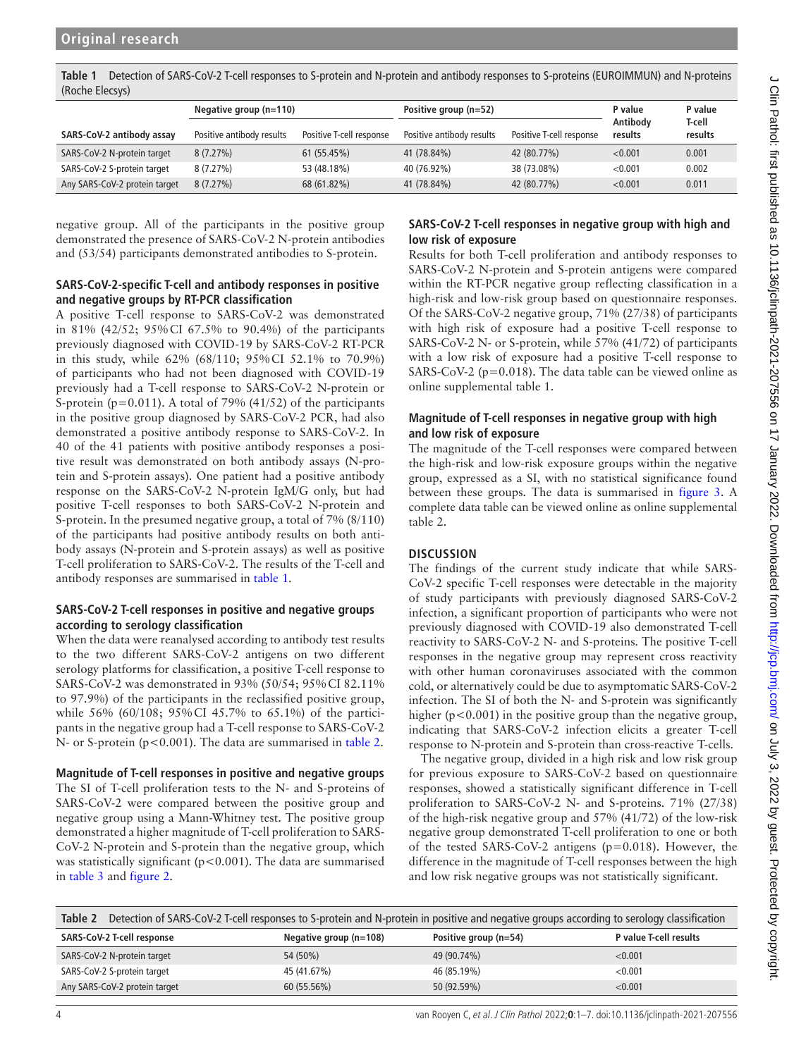**Table 1** Detection of SARS-CoV-2 T-cell responses to S-protein and N-protein and antibody responses to S-proteins (EUROIMMUN) and N-proteins (Roche Elecsys)

| | Negative group (n=110) | | Positive group (n=52) | | P value | P value |
|---|---|---|---|---|---|---|
| SARS-CoV-2 antibody assay | Positive antibody results | Positive T-cell response | Positive antibody results | Positive T-cell response | Antibody results | T-cell results |
| SARS-CoV-2 N-protein target | 8 (7.27%) | 61 (55.45%) | 41 (78.84%) | 42 (80.77%) | <0.001 | 0.001 |
| SARS-CoV-2 S-protein target | 8 (7.27%) | 53 (48.18%) | 40 (76.92%) | 38 (73.08%) | <0.001 | 0.002 |
| Any SARS-CoV-2 protein target | 8 (7.27%) | 68 (61.82%) | 41 (78.84%) | 42 (80.77%) | <0.001 | 0.011 |

negative group. All of the participants in the positive group demonstrated the presence of SARS-CoV-2 N-protein antibodies and (53/54) participants demonstrated antibodies to S-protein.

### SARS-CoV-2-specific T-cell and antibody responses in positive and negative groups by RT-PCR classification

A positive T-cell response to SARS-CoV-2 was demonstrated in 81% (42/52; 95% CI 67.5% to 90.4%) of the participants previously diagnosed with COVID-19 by SARS-CoV-2 RT-PCR in this study, while 62% (68/110; 95% CI 52.1% to 70.9%) of participants who had not been diagnosed with COVID-19 previously had a T-cell response to SARS-CoV-2 N-protein or S-protein (p=0.011). A total of 79% (41/52) of the participants in the positive group diagnosed by SARS-CoV-2 PCR, had also demonstrated a positive antibody response to SARS-CoV-2. In 40 of the 41 patients with positive antibody responses a positive result was demonstrated on both antibody assays (N-protein and S-protein assays). One patient had a positive antibody response on the SARS-CoV-2 N-protein IgM/G only, but had positive T-cell responses to both SARS-CoV-2 N-protein and S-protein. In the presumed negative group, a total of 7% (8/110) of the participants had positive antibody results on both antibody assays (N-protein and S-protein assays) as well as positive T-cell proliferation to SARS-CoV-2. The results of the T-cell and antibody responses are summarised in table 1.

### SARS-CoV-2 T-cell responses in positive and negative groups according to serology classification

When the data were reanalysed according to antibody test results to the two different SARS-CoV-2 antigens on two different serology platforms for classification, a positive T-cell response to SARS-CoV-2 was demonstrated in 93% (50/54; 95% CI 82.11% to 97.9%) of the participants in the reclassified positive group, while 56% (60/108; 95% CI 45.7% to 65.1%) of the participants in the negative group had a T-cell response to SARS-CoV-2 N- or S-protein (p<0.001). The data are summarised in table 2.

### Magnitude of T-cell responses in positive and negative groups

The SI of T-cell proliferation tests to the N- and S-proteins of SARS-CoV-2 were compared between the positive group and negative group using a Mann-Whitney test. The positive group demonstrated a higher magnitude of T-cell proliferation to SARS-CoV-2 N-protein and S-protein than the negative group, which was statistically significant (p<0.001). The data are summarised in table 3 and figure 2.

### SARS-CoV-2 T-cell responses in negative group with high and low risk of exposure

Results for both T-cell proliferation and antibody responses to SARS-CoV-2 N-protein and S-protein antigens were compared within the RT-PCR negative group reflecting classification in a high-risk and low-risk group based on questionnaire responses. Of the SARS-CoV-2 negative group, 71% (27/38) of participants with high risk of exposure had a positive T-cell response to SARS-CoV-2 N- or S-protein, while 57% (41/72) of participants with a low risk of exposure had a positive T-cell response to SARS-CoV-2 (p=0.018). The data table can be viewed online as online supplemental table 1.

### Magnitude of T-cell responses in negative group with high and low risk of exposure

The magnitude of the T-cell responses were compared between the high-risk and low-risk exposure groups within the negative group, expressed as a SI, with no statistical significance found between these groups. The data is summarised in figure 3. A complete data table can be viewed online as online supplemental table 2.

## DISCUSSION

The findings of the current study indicate that while SARS-CoV-2 specific T-cell responses were detectable in the majority of study participants with previously diagnosed SARS-CoV-2 infection, a significant proportion of participants who were not previously diagnosed with COVID-19 also demonstrated T-cell reactivity to SARS-CoV-2 N- and S-proteins. The positive T-cell responses in the negative group may represent cross reactivity with other human coronaviruses associated with the common cold, or alternatively could be due to asymptomatic SARS-CoV-2 infection. The SI of both the N- and S-protein was significantly higher (p<0.001) in the positive group than the negative group, indicating that SARS-CoV-2 infection elicits a greater T-cell response to N-protein and S-protein than cross-reactive T-cells.

The negative group, divided in a high risk and low risk group for previous exposure to SARS-CoV-2 based on questionnaire responses, showed a statistically significant difference in T-cell proliferation to SARS-CoV-2 N- and S-proteins. 71% (27/38) of the high-risk negative group and 57% (41/72) of the low-risk negative group demonstrated T-cell proliferation to one or both of the tested SARS-CoV-2 antigens (p=0.018). However, the difference in the magnitude of T-cell responses between the high and low risk negative groups was not statistically significant.

**Table 2** Detection of SARS-CoV-2 T-cell responses to S-protein and N-protein in positive and negative groups according to serology classification

| SARS-CoV-2 T-cell response | Negative group (n=108) | Positive group (n=54) | P value T-cell results |
|---|---|---|---|
| SARS-CoV-2 N-protein target | 54 (50%) | 49 (90.74%) | <0.001 |
| SARS-CoV-2 S-protein target | 45 (41.67%) | 46 (85.19%) | <0.001 |
| Any SARS-CoV-2 protein target | 60 (55.56%) | 50 (92.59%) | <0.001 |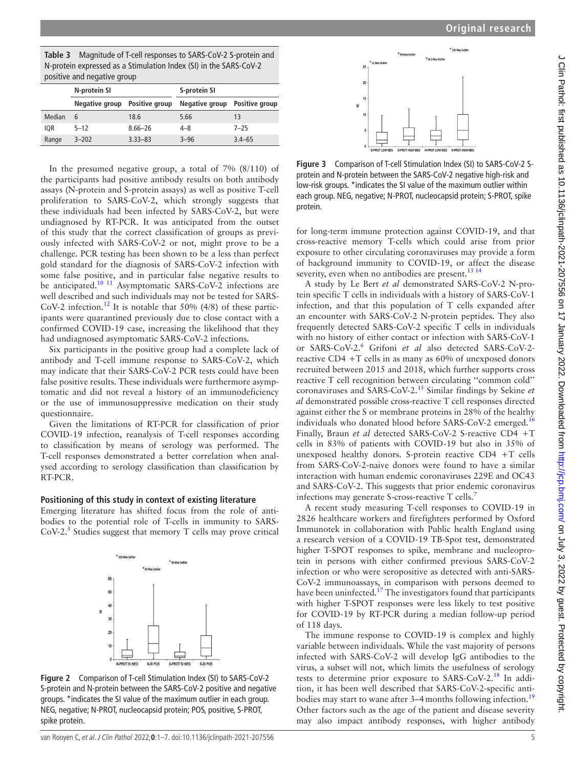**Table 3** Magnitude of T-cell responses to SARS-CoV-2 S-protein and N-protein expressed as a Stimulation Index (SI) in the SARS-CoV-2 positive and negative group

| | N-protein SI | | S-protein SI | |
|---|---|---|---|---|
| | Negative group | Positive group | Negative group | Positive group |
| Median | 6 | 18.6 | 5.66 | 13 |
| IQR | 5–12 | 8.66–26 | 4–8 | 7–25 |
| Range | 3–202 | 3.33–83 | 3–96 | 3.4–65 |

In the presumed negative group, a total of 7% (8/110) of the participants had positive antibody results on both antibody assays (N-protein and S-protein assays) as well as positive T-cell proliferation to SARS-CoV-2, which strongly suggests that these individuals had been infected by SARS-CoV-2, but were undiagnosed by RT-PCR. It was anticipated from the outset of this study that the correct classification of groups as previously infected with SARS-CoV-2 or not, might prove to be a challenge. PCR testing has been shown to be a less than perfect gold standard for the diagnosis of SARS-CoV-2 infection with some false positive, and in particular false negative results to be anticipated.[10 11] Asymptomatic SARS-CoV-2 infections are well described and such individuals may not be tested for SARS-CoV-2 infection.[12] It is notable that 50% (4/8) of these participants were quarantined previously due to close contact with a confirmed COVID-19 case, increasing the likelihood that they had undiagnosed asymptomatic SARS-CoV-2 infections.

Six participants in the positive group had a complete lack of antibody and T-cell immune response to SARS-CoV-2, which may indicate that their SARS-CoV-2 PCR tests could have been false positive results. These individuals were furthermore asymptomatic and did not reveal a history of an immunodeficiency or the use of immunosuppressive medication on their study questionnaire.

Given the limitations of RT-PCR for classification of prior COVID-19 infection, reanalysis of T-cell responses according to classification by means of serology was performed. The T-cell responses demonstrated a better correlation when analysed according to serology classification than classification by RT-PCR.

### Positioning of this study in context of existing literature

Emerging literature has shifted focus from the role of antibodies to the potential role of T-cells in immunity to SARS-CoV-2.[5] Studies suggest that memory T cells may prove critical

**Figure 2** Comparison of T-cell Stimulation Index (SI) to SARS-CoV-2 S-protein and N-protein between the SARS-CoV-2 positive and negative groups. *indicates the SI value of the maximum outlier in each group. NEG, negative; N-PROT, nucleocapsid protein; POS, positive, S-PROT, spike protein.

**Figure 3** Comparison of T-cell Stimulation Index (SI) to SARS-CoV-2 S-protein and N-protein between the SARS-CoV-2 negative high-risk and low-risk groups. *indicates the SI value of the maximum outlier within each group. NEG, negative; N-PROT, nucleocapsid protein; S-PROT, spike protein.

for long-term immune protection against COVID-19, and that cross-reactive memory T-cells which could arise from prior exposure to other circulating coronaviruses may provide a form of background immunity to COVID-19, or affect the disease severity, even when no antibodies are present.[13 14]

A study by Le Bert *et al* demonstrated SARS-CoV-2 N-protein specific T cells in individuals with a history of SARS-CoV-1 infection, and that this population of T cells expanded after an encounter with SARS-CoV-2 N-protein peptides. They also frequently detected SARS-CoV-2 specific T cells in individuals with no history of either contact or infection with SARS-CoV-1 or SARS-CoV-2.[6] Grifoni *et al* also detected SARS-CoV-2-reactive CD4 +T cells in as many as 60% of unexposed donors recruited between 2015 and 2018, which further supports cross reactive T cell recognition between circulating ''common cold'' coronaviruses and SARS-CoV-2.[15] Similar findings by Sekine *et al* demonstrated possible cross-reactive T cell responses directed against either the S or membrane proteins in 28% of the healthy individuals who donated blood before SARS-CoV-2 emerged.[16] Finally, Braun *et al* detected SARS-CoV-2 S-reactive CD4 +T cells in 83% of patients with COVID-19 but also in 35% of unexposed healthy donors. S-protein reactive CD4 +T cells from SARS-CoV-2-naive donors were found to have a similar interaction with human endemic coronaviruses 229E and OC43 and SARS-CoV-2. This suggests that prior endemic coronavirus infections may generate S-cross-reactive T cells.[7]

A recent study measuring T-cell responses to COVID-19 in 2826 healthcare workers and firefighters performed by Oxford Immunotek in collaboration with Public health England using a research version of a COVID-19 TB-Spot test, demonstrated higher T-SPOT responses to spike, membrane and nucleoprotein in persons with either confirmed previous SARS-CoV-2 infection or who were seropositive as detected with anti-SARS-CoV-2 immunoassays, in comparison with persons deemed to have been uninfected.[17] The investigators found that participants with higher T-SPOT responses were less likely to test positive for COVID-19 by RT-PCR during a median follow-up period of 118 days.

The immune response to COVID-19 is complex and highly variable between individuals. While the vast majority of persons infected with SARS-CoV-2 will develop IgG antibodies to the virus, a subset will not, which limits the usefulness of serology tests to determine prior exposure to SARS-CoV-2.[18] In addition, it has been well described that SARS-CoV-2-specific antibodies may start to wane after 3–4 months following infection.[19] Other factors such as the age of the patient and disease severity may also impact antibody responses, with higher antibody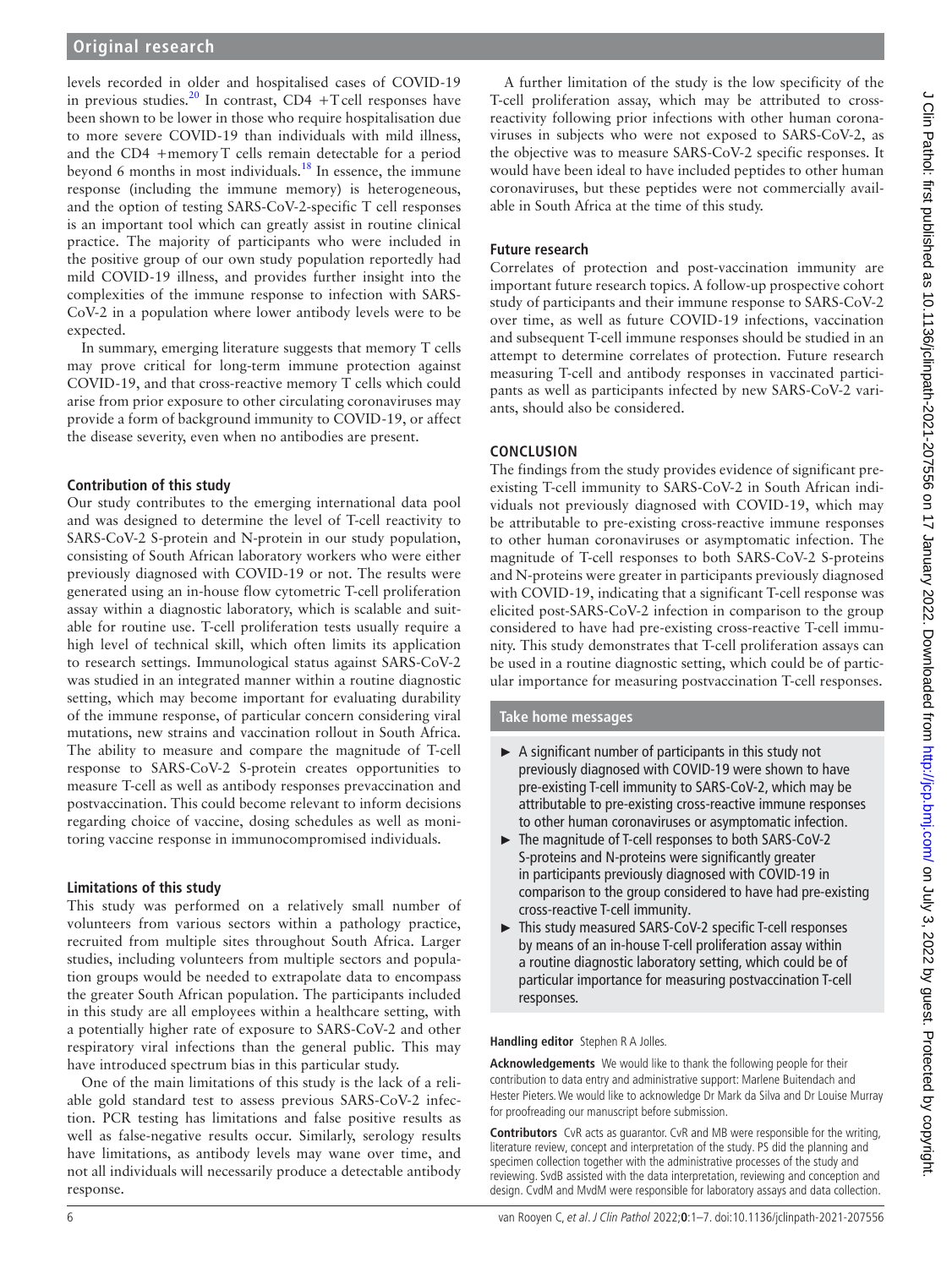levels recorded in older and hospitalised cases of COVID-19 in previous studies.[20] In contrast, CD4 +T cell responses have been shown to be lower in those who require hospitalisation due to more severe COVID-19 than individuals with mild illness, and the CD4 +memory T cells remain detectable for a period beyond 6 months in most individuals.[18] In essence, the immune response (including the immune memory) is heterogeneous, and the option of testing SARS-CoV-2-specific T cell responses is an important tool which can greatly assist in routine clinical practice. The majority of participants who were included in the positive group of our own study population reportedly had mild COVID-19 illness, and provides further insight into the complexities of the immune response to infection with SARS-CoV-2 in a population where lower antibody levels were to be expected.

In summary, emerging literature suggests that memory T cells may prove critical for long-term immune protection against COVID-19, and that cross-reactive memory T cells which could arise from prior exposure to other circulating coronaviruses may provide a form of background immunity to COVID-19, or affect the disease severity, even when no antibodies are present.

### Contribution of this study

Our study contributes to the emerging international data pool and was designed to determine the level of T-cell reactivity to SARS-CoV-2 S-protein and N-protein in our study population, consisting of South African laboratory workers who were either previously diagnosed with COVID-19 or not. The results were generated using an in-house flow cytometric T-cell proliferation assay within a diagnostic laboratory, which is scalable and suitable for routine use. T-cell proliferation tests usually require a high level of technical skill, which often limits its application to research settings. Immunological status against SARS-CoV-2 was studied in an integrated manner within a routine diagnostic setting, which may become important for evaluating durability of the immune response, of particular concern considering viral mutations, new strains and vaccination rollout in South Africa. The ability to measure and compare the magnitude of T-cell response to SARS-CoV-2 S-protein creates opportunities to measure T-cell as well as antibody responses prevaccination and postvaccination. This could become relevant to inform decisions regarding choice of vaccine, dosing schedules as well as monitoring vaccine response in immunocompromised individuals.

### Limitations of this study

This study was performed on a relatively small number of volunteers from various sectors within a pathology practice, recruited from multiple sites throughout South Africa. Larger studies, including volunteers from multiple sectors and population groups would be needed to extrapolate data to encompass the greater South African population. The participants included in this study are all employees within a healthcare setting, with a potentially higher rate of exposure to SARS-CoV-2 and other respiratory viral infections than the general public. This may have introduced spectrum bias in this particular study.

One of the main limitations of this study is the lack of a reliable gold standard test to assess previous SARS-CoV-2 infection. PCR testing has limitations and false positive results as well as false-negative results occur. Similarly, serology results have limitations, as antibody levels may wane over time, and not all individuals will necessarily produce a detectable antibody response.

A further limitation of the study is the low specificity of the T-cell proliferation assay, which may be attributed to cross-reactivity following prior infections with other human coronaviruses in subjects who were not exposed to SARS-CoV-2, as the objective was to measure SARS-CoV-2 specific responses. It would have been ideal to have included peptides to other human coronaviruses, but these peptides were not commercially available in South Africa at the time of this study.

### Future research

Correlates of protection and post-vaccination immunity are important future research topics. A follow-up prospective cohort study of participants and their immune response to SARS-CoV-2 over time, as well as future COVID-19 infections, vaccination and subsequent T-cell immune responses should be studied in an attempt to determine correlates of protection. Future research measuring T-cell and antibody responses in vaccinated participants as well as participants infected by new SARS-CoV-2 variants, should also be considered.

## CONCLUSION

The findings from the study provides evidence of significant pre-existing T-cell immunity to SARS-CoV-2 in South African individuals not previously diagnosed with COVID-19, which may be attributable to pre-existing cross-reactive immune responses to other human coronaviruses or asymptomatic infection. The magnitude of T-cell responses to both SARS-CoV-2 S-proteins and N-proteins were greater in participants previously diagnosed with COVID-19, indicating that a significant T-cell response was elicited post-SARS-CoV-2 infection in comparison to the group considered to have had pre-existing cross-reactive T-cell immunity. This study demonstrates that T-cell proliferation assays can be used in a routine diagnostic setting, which could be of particular importance for measuring postvaccination T-cell responses.

### Take home messages

- A significant number of participants in this study not previously diagnosed with COVID-19 were shown to have pre-existing T-cell immunity to SARS-CoV-2, which may be attributable to pre-existing cross-reactive immune responses to other human coronaviruses or asymptomatic infection.
- The magnitude of T-cell responses to both SARS-CoV-2 S-proteins and N-proteins were significantly greater in participants previously diagnosed with COVID-19 in comparison to the group considered to have had pre-existing cross-reactive T-cell immunity.
- This study measured SARS-CoV-2 specific T-cell responses by means of an in-house T-cell proliferation assay within a routine diagnostic laboratory setting, which could be of particular importance for measuring postvaccination T-cell responses.

**Handling editor** Stephen R A Jolles.

**Acknowledgements** We would like to thank the following people for their contribution to data entry and administrative support: Marlene Buitendach and Hester Pieters. We would like to acknowledge Dr Mark da Silva and Dr Louise Murray for proofreading our manuscript before submission.

**Contributors** CvR acts as guarantor. CvR and MB were responsible for the writing, literature review, concept and interpretation of the study. PS did the planning and specimen collection together with the administrative processes of the study and reviewing. SvdB assisted with the data interpretation, reviewing and conception and design. CvdM and MvdM were responsible for laboratory assays and data collection.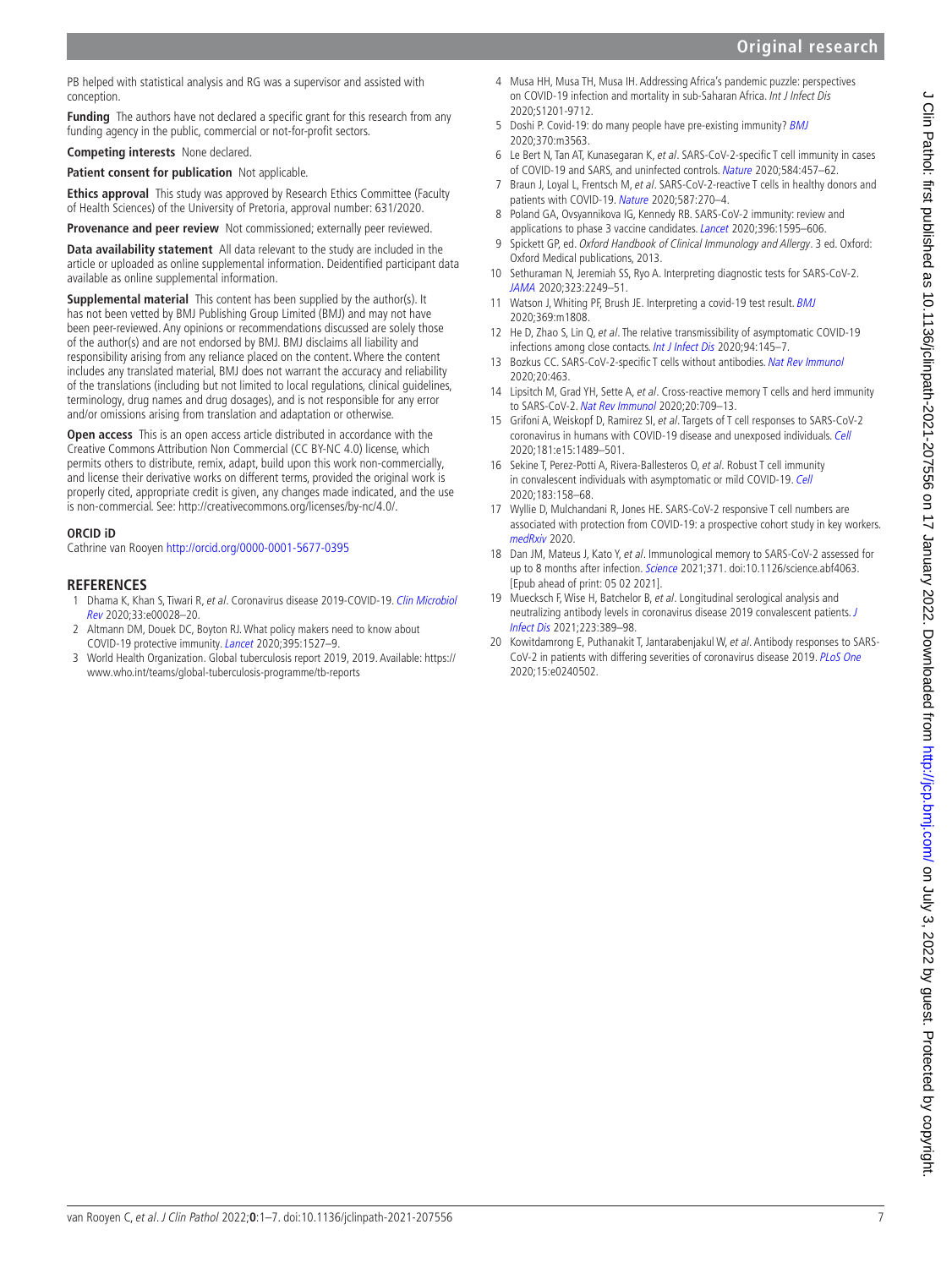PB helped with statistical analysis and RG was a supervisor and assisted with conception.

**Funding** The authors have not declared a specific grant for this research from any funding agency in the public, commercial or not-for-profit sectors.

**Competing interests** None declared.

**Patient consent for publication** Not applicable.

**Ethics approval** This study was approved by Research Ethics Committee (Faculty of Health Sciences) of the University of Pretoria, approval number: 631/2020.

**Provenance and peer review** Not commissioned; externally peer reviewed.

**Data availability statement** All data relevant to the study are included in the article or uploaded as online supplemental information. Deidentified participant data available as online supplemental information.

**Supplemental material** This content has been supplied by the author(s). It has not been vetted by BMJ Publishing Group Limited (BMJ) and may not have been peer-reviewed. Any opinions or recommendations discussed are solely those of the author(s) and are not endorsed by BMJ. BMJ disclaims all liability and responsibility arising from any reliance placed on the content. Where the content includes any translated material, BMJ does not warrant the accuracy and reliability of the translations (including but not limited to local regulations, clinical guidelines, terminology, drug names and drug dosages), and is not responsible for any error and/or omissions arising from translation and adaptation or otherwise.

**Open access** This is an open access article distributed in accordance with the Creative Commons Attribution Non Commercial (CC BY-NC 4.0) license, which permits others to distribute, remix, adapt, build upon this work non-commercially, and license their derivative works on different terms, provided the original work is properly cited, appropriate credit is given, any changes made indicated, and the use is non-commercial. See: http://creativecommons.org/licenses/by-nc/4.0/.

**ORCID iD**

Cathrine van Rooyen http://orcid.org/0000-0001-5677-0395

## REFERENCES

1. Dhama K, Khan S, Tiwari R, *et al*. Coronavirus disease 2019-COVID-19. *Clin Microbiol Rev* 2020;33:e00028–20.
2. Altmann DM, Douek DC, Boyton RJ. What policy makers need to know about COVID-19 protective immunity. *Lancet* 2020;395:1527–9.
3. World Health Organization. Global tuberculosis report 2019, 2019. Available: https://www.who.int/teams/global-tuberculosis-programme/tb-reports
4. Musa HH, Musa TH, Musa IH. Addressing Africa's pandemic puzzle: perspectives on COVID-19 infection and mortality in sub-Saharan Africa. *Int J Infect Dis* 2020;S1201-9712.
5. Doshi P. Covid-19: do many people have pre-existing immunity? *BMJ* 2020;370:m3563.
6. Le Bert N, Tan AT, Kunasegaran K, *et al*. SARS-CoV-2-specific T cell immunity in cases of COVID-19 and SARS, and uninfected controls. *Nature* 2020;584:457–62.
7. Braun J, Loyal L, Frentsch M, *et al*. SARS-CoV-2-reactive T cells in healthy donors and patients with COVID-19. *Nature* 2020;587:270–4.
8. Poland GA, Ovsyannikova IG, Kennedy RB. SARS-CoV-2 immunity: review and applications to phase 3 vaccine candidates. *Lancet* 2020;396:1595–606.
9. Spickett GP, ed. *Oxford Handbook of Clinical Immunology and Allergy*. 3 ed. Oxford: Oxford Medical publications, 2013.
10. Sethuraman N, Jeremiah SS, Ryo A. Interpreting diagnostic tests for SARS-CoV-2. *JAMA* 2020;323:2249–51.
11. Watson J, Whiting PF, Brush JE. Interpreting a covid-19 test result. *BMJ* 2020;369:m1808.
12. He D, Zhao S, Lin Q, *et al*. The relative transmissibility of asymptomatic COVID-19 infections among close contacts. *Int J Infect Dis* 2020;94:145–7.
13. Bozkus CC. SARS-CoV-2-specific T cells without antibodies. *Nat Rev Immunol* 2020;20:463.
14. Lipsitch M, Grad YH, Sette A, *et al*. Cross-reactive memory T cells and herd immunity to SARS-CoV-2. *Nat Rev Immunol* 2020;20:709–13.
15. Grifoni A, Weiskopf D, Ramirez SI, *et al*. Targets of T cell responses to SARS-CoV-2 coronavirus in humans with COVID-19 disease and unexposed individuals. *Cell* 2020;181:e15:1489–501.
16. Sekine T, Perez-Potti A, Rivera-Ballesteros O, *et al*. Robust T cell immunity in convalescent individuals with asymptomatic or mild COVID-19. *Cell* 2020;183:158–68.
17. Wyllie D, Mulchandani R, Jones HE. SARS-CoV-2 responsive T cell numbers are associated with protection from COVID-19: a prospective cohort study in key workers. *medRxiv* 2020.
18. Dan JM, Mateus J, Kato Y, *et al*. Immunological memory to SARS-CoV-2 assessed for up to 8 months after infection. *Science* 2021;371. doi:10.1126/science.abf4063. [Epub ahead of print: 05 02 2021].
19. Muecksch F, Wise H, Batchelor B, *et al*. Longitudinal serological analysis and neutralizing antibody levels in coronavirus disease 2019 convalescent patients. *J Infect Dis* 2021;223:389–98.
20. Kowitdamrong E, Puthanakit T, Jantarabenjakul W, *et al*. Antibody responses to SARS-CoV-2 in patients with differing severities of coronavirus disease 2019. *PLoS One* 2020;15:e0240502.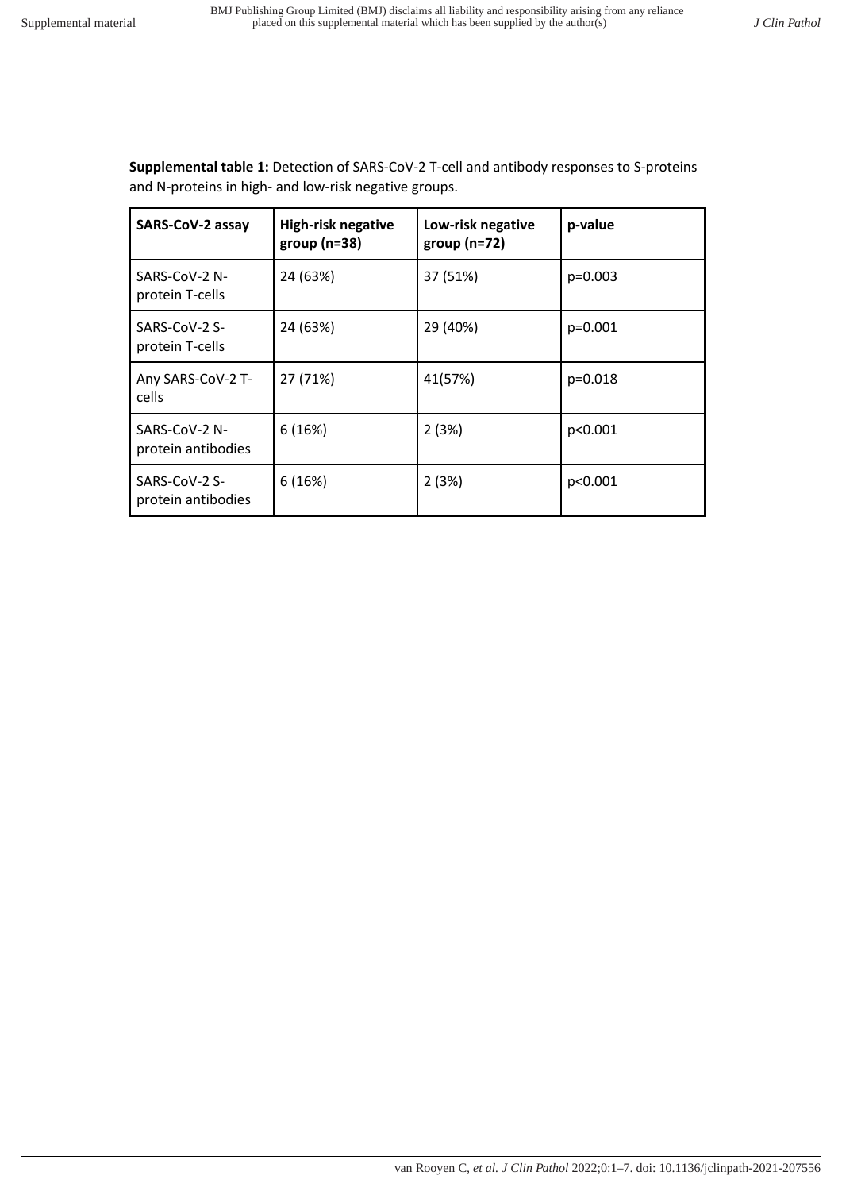**Supplemental table 1:** Detection of SARS-CoV-2 T-cell and antibody responses to S-proteins and N-proteins in high- and low-risk negative groups.

| SARS-CoV-2 assay | High-risk negative group (n=38) | Low-risk negative group (n=72) | p-value |
|---|---|---|---|
| SARS-CoV-2 N-protein T-cells | 24 (63%) | 37 (51%) | p=0.003 |
| SARS-CoV-2 S-protein T-cells | 24 (63%) | 29 (40%) | p=0.001 |
| Any SARS-CoV-2 T-cells | 27 (71%) | 41(57%) | p=0.018 |
| SARS-CoV-2 N-protein antibodies | 6 (16%) | 2 (3%) | p<0.001 |
| SARS-CoV-2 S-protein antibodies | 6 (16%) | 2 (3%) | p<0.001 |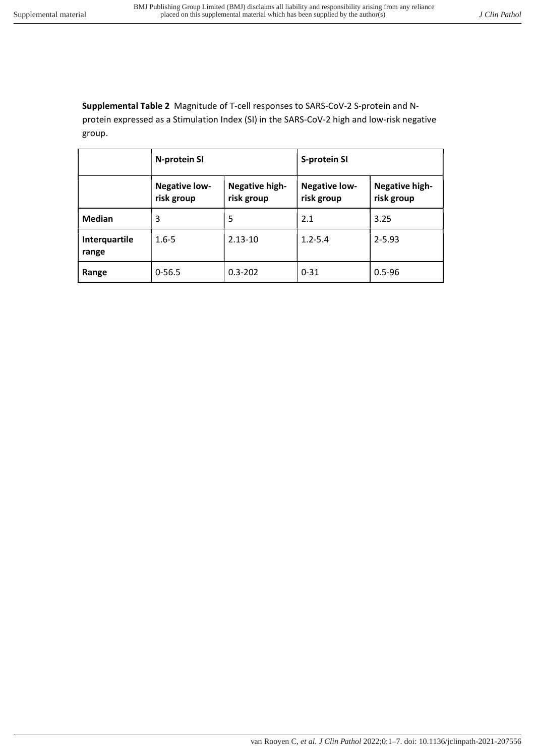**Supplemental Table 2** Magnitude of T-cell responses to SARS-CoV-2 S-protein and N-protein expressed as a Stimulation Index (SI) in the SARS-CoV-2 high and low-risk negative group.

| | N-protein SI | | S-protein SI | |
|---|---|---|---|---|
| | **Negative low-risk group** | **Negative high-risk group** | **Negative low-risk group** | **Negative high-risk group** |
| **Median** | 3 | 5 | 2.1 | 3.25 |
| **Interquartile range** | 1.6-5 | 2.13-10 | 1.2-5.4 | 2-5.93 |
| **Range** | 0-56.5 | 0.3-202 | 0-31 | 0.5-96 |